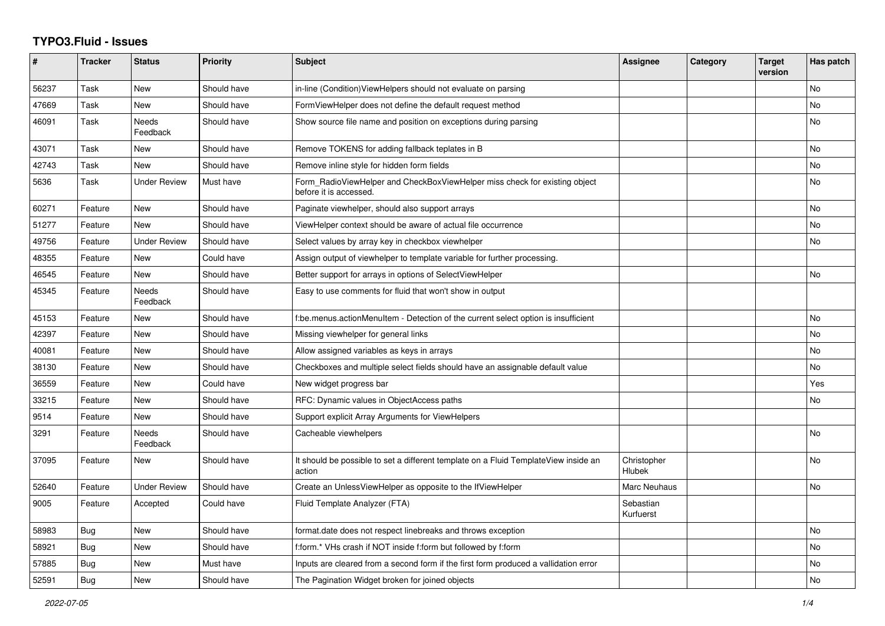# TYPO3.Fluid - Issues

| # | Tracker | Status | Priority | Subject | Assignee | Category | Target version | Has patch |
|---|---|---|---|---|---|---|---|---|
| 56237 | Task | New | Should have | in-line (Condition)ViewHelpers should not evaluate on parsing | | | | No |
| 47669 | Task | New | Should have | FormViewHelper does not define the default request method | | | | No |
| 46091 | Task | Needs Feedback | Should have | Show source file name and position on exceptions during parsing | | | | No |
| 43071 | Task | New | Should have | Remove TOKENS for adding fallback teplates in B | | | | No |
| 42743 | Task | New | Should have | Remove inline style for hidden form fields | | | | No |
| 5636 | Task | Under Review | Must have | Form_RadioViewHelper and CheckBoxViewHelper miss check for existing object before it is accessed. | | | | No |
| 60271 | Feature | New | Should have | Paginate viewhelper, should also support arrays | | | | No |
| 51277 | Feature | New | Should have | ViewHelper context should be aware of actual file occurrence | | | | No |
| 49756 | Feature | Under Review | Should have | Select values by array key in checkbox viewhelper | | | | No |
| 48355 | Feature | New | Could have | Assign output of viewhelper to template variable for further processing. | | | | |
| 46545 | Feature | New | Should have | Better support for arrays in options of SelectViewHelper | | | | No |
| 45345 | Feature | Needs Feedback | Should have | Easy to use comments for fluid that won't show in output | | | | |
| 45153 | Feature | New | Should have | f:be.menus.actionMenuItem - Detection of the current select option is insufficient | | | | No |
| 42397 | Feature | New | Should have | Missing viewhelper for general links | | | | No |
| 40081 | Feature | New | Should have | Allow assigned variables as keys in arrays | | | | No |
| 38130 | Feature | New | Should have | Checkboxes and multiple select fields should have an assignable default value | | | | No |
| 36559 | Feature | New | Could have | New widget progress bar | | | | Yes |
| 33215 | Feature | New | Should have | RFC: Dynamic values in ObjectAccess paths | | | | No |
| 9514 | Feature | New | Should have | Support explicit Array Arguments for ViewHelpers | | | | |
| 3291 | Feature | Needs Feedback | Should have | Cacheable viewhelpers | | | | No |
| 37095 | Feature | New | Should have | It should be possible to set a different template on a Fluid TemplateView inside an action | Christopher Hlubek | | | No |
| 52640 | Feature | Under Review | Should have | Create an UnlessViewHelper as opposite to the IfViewHelper | Marc Neuhaus | | | No |
| 9005 | Feature | Accepted | Could have | Fluid Template Analyzer (FTA) | Sebastian Kurfuerst | | | |
| 58983 | Bug | New | Should have | format.date does not respect linebreaks and throws exception | | | | No |
| 58921 | Bug | New | Should have | f:form.* VHs crash if NOT inside f:form but followed by f:form | | | | No |
| 57885 | Bug | New | Must have | Inputs are cleared from a second form if the first form produced a vallidation error | | | | No |
| 52591 | Bug | New | Should have | The Pagination Widget broken for joined objects | | | | No |

*2022-07-05*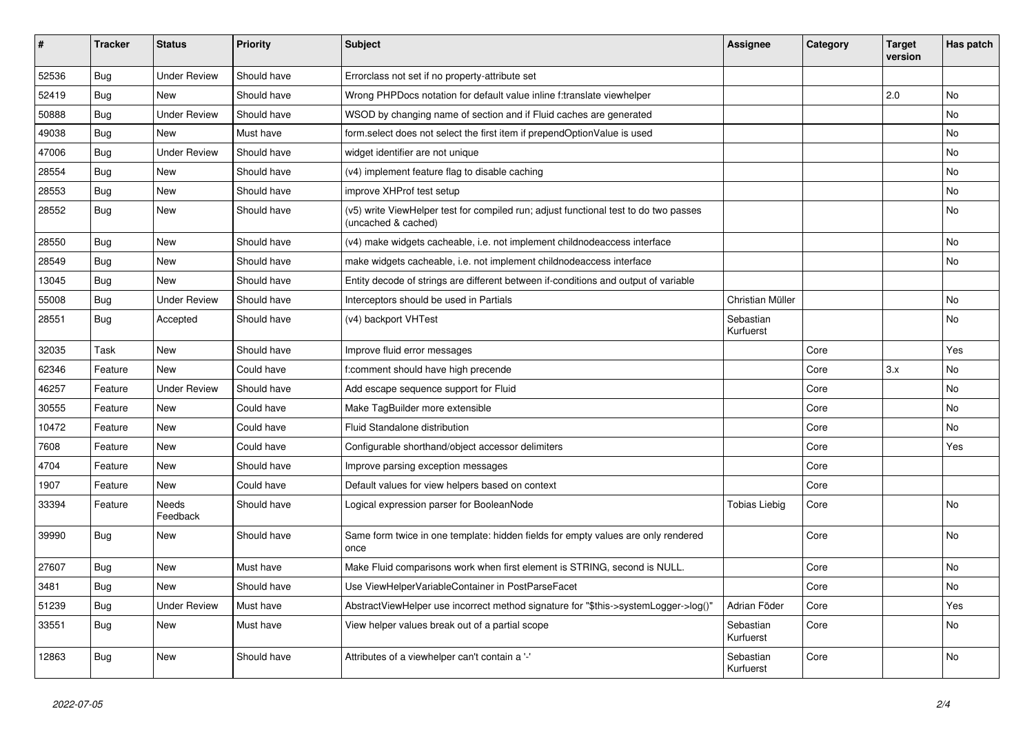| # | Tracker | Status | Priority | Subject | Assignee | Category | Target version | Has patch |
|---|---|---|---|---|---|---|---|---|
| 52536 | Bug | Under Review | Should have | Errorclass not set if no property-attribute set | | | | |
| 52419 | Bug | New | Should have | Wrong PHPDocs notation for default value inline f:translate viewhelper | | | 2.0 | No |
| 50888 | Bug | Under Review | Should have | WSOD by changing name of section and if Fluid caches are generated | | | | No |
| 49038 | Bug | New | Must have | form.select does not select the first item if prependOptionValue is used | | | | No |
| 47006 | Bug | Under Review | Should have | widget identifier are not unique | | | | No |
| 28554 | Bug | New | Should have | (v4) implement feature flag to disable caching | | | | No |
| 28553 | Bug | New | Should have | improve XHProf test setup | | | | No |
| 28552 | Bug | New | Should have | (v5) write ViewHelper test for compiled run; adjust functional test to do two passes (uncached & cached) | | | | No |
| 28550 | Bug | New | Should have | (v4) make widgets cacheable, i.e. not implement childnodeaccess interface | | | | No |
| 28549 | Bug | New | Should have | make widgets cacheable, i.e. not implement childnodeaccess interface | | | | No |
| 13045 | Bug | New | Should have | Entity decode of strings are different between if-conditions and output of variable | | | | |
| 55008 | Bug | Under Review | Should have | Interceptors should be used in Partials | Christian Müller | | | No |
| 28551 | Bug | Accepted | Should have | (v4) backport VHTest | Sebastian Kurfuerst | | | No |
| 32035 | Task | New | Should have | Improve fluid error messages | | Core | | Yes |
| 62346 | Feature | New | Could have | f:comment should have high precende | | Core | 3.x | No |
| 46257 | Feature | Under Review | Should have | Add escape sequence support for Fluid | | Core | | No |
| 30555 | Feature | New | Could have | Make TagBuilder more extensible | | Core | | No |
| 10472 | Feature | New | Could have | Fluid Standalone distribution | | Core | | No |
| 7608 | Feature | New | Could have | Configurable shorthand/object accessor delimiters | | Core | | Yes |
| 4704 | Feature | New | Should have | Improve parsing exception messages | | Core | | |
| 1907 | Feature | New | Could have | Default values for view helpers based on context | | Core | | |
| 33394 | Feature | Needs Feedback | Should have | Logical expression parser for BooleanNode | Tobias Liebig | Core | | No |
| 39990 | Bug | New | Should have | Same form twice in one template: hidden fields for empty values are only rendered once | | Core | | No |
| 27607 | Bug | New | Must have | Make Fluid comparisons work when first element is STRING, second is NULL. | | Core | | No |
| 3481 | Bug | New | Should have | Use ViewHelperVariableContainer in PostParseFacet | | Core | | No |
| 51239 | Bug | Under Review | Must have | AbstractViewHelper use incorrect method signature for "$this->systemLogger->log()" | Adrian Föder | Core | | Yes |
| 33551 | Bug | New | Must have | View helper values break out of a partial scope | Sebastian Kurfuerst | Core | | No |
| 12863 | Bug | New | Should have | Attributes of a viewhelper can't contain a '-' | Sebastian Kurfuerst | Core | | No |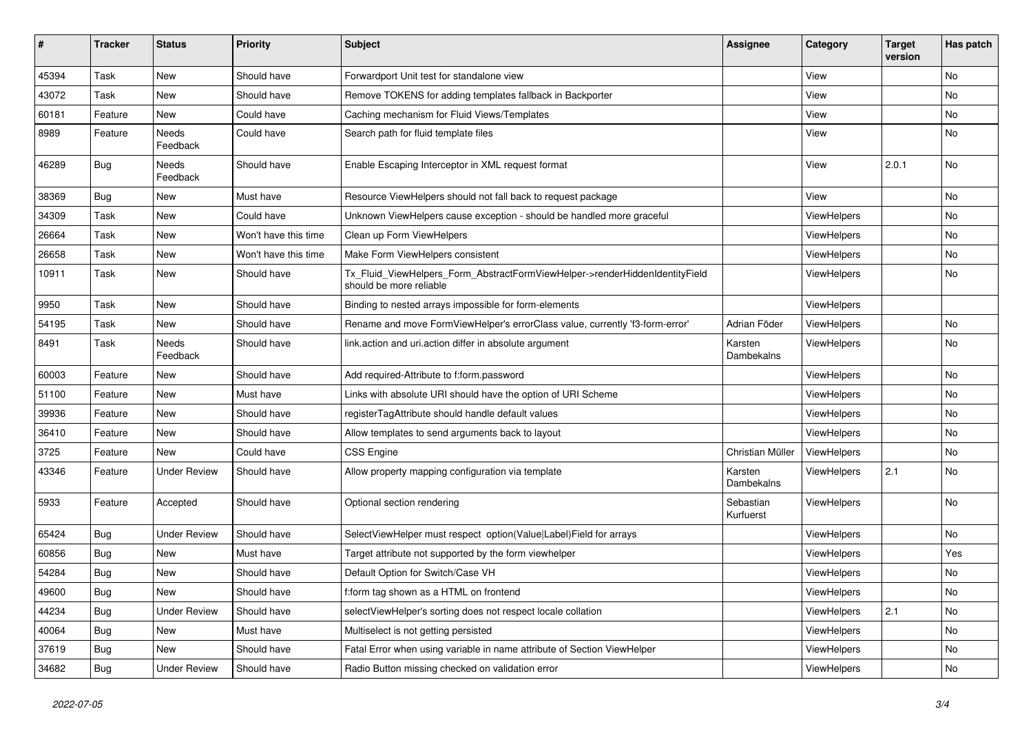| # | Tracker | Status | Priority | Subject | Assignee | Category | Target version | Has patch |
|---|---|---|---|---|---|---|---|---|
| 45394 | Task | New | Should have | Forwardport Unit test for standalone view | | View | | No |
| 43072 | Task | New | Should have | Remove TOKENS for adding templates fallback in Backporter | | View | | No |
| 60181 | Feature | New | Could have | Caching mechanism for Fluid Views/Templates | | View | | No |
| 8989 | Feature | Needs Feedback | Could have | Search path for fluid template files | | View | | No |
| 46289 | Bug | Needs Feedback | Should have | Enable Escaping Interceptor in XML request format | | View | 2.0.1 | No |
| 38369 | Bug | New | Must have | Resource ViewHelpers should not fall back to request package | | View | | No |
| 34309 | Task | New | Could have | Unknown ViewHelpers cause exception - should be handled more graceful | | ViewHelpers | | No |
| 26664 | Task | New | Won't have this time | Clean up Form ViewHelpers | | ViewHelpers | | No |
| 26658 | Task | New | Won't have this time | Make Form ViewHelpers consistent | | ViewHelpers | | No |
| 10911 | Task | New | Should have | Tx_Fluid_ViewHelpers_Form_AbstractFormViewHelper->renderHiddenIdentityField should be more reliable | | ViewHelpers | | No |
| 9950 | Task | New | Should have | Binding to nested arrays impossible for form-elements | | ViewHelpers | | |
| 54195 | Task | New | Should have | Rename and move FormViewHelper's errorClass value, currently 'f3-form-error' | Adrian Föder | ViewHelpers | | No |
| 8491 | Task | Needs Feedback | Should have | link.action and uri.action differ in absolute argument | Karsten Dambekalns | ViewHelpers | | No |
| 60003 | Feature | New | Should have | Add required-Attribute to f:form.password | | ViewHelpers | | No |
| 51100 | Feature | New | Must have | Links with absolute URI should have the option of URI Scheme | | ViewHelpers | | No |
| 39936 | Feature | New | Should have | registerTagAttribute should handle default values | | ViewHelpers | | No |
| 36410 | Feature | New | Should have | Allow templates to send arguments back to layout | | ViewHelpers | | No |
| 3725 | Feature | New | Could have | CSS Engine | Christian Müller | ViewHelpers | | No |
| 43346 | Feature | Under Review | Should have | Allow property mapping configuration via template | Karsten Dambekalns | ViewHelpers | 2.1 | No |
| 5933 | Feature | Accepted | Should have | Optional section rendering | Sebastian Kurfuerst | ViewHelpers | | No |
| 65424 | Bug | Under Review | Should have | SelectViewHelper must respect option(Value\|Label)Field for arrays | | ViewHelpers | | No |
| 60856 | Bug | New | Must have | Target attribute not supported by the form viewhelper | | ViewHelpers | | Yes |
| 54284 | Bug | New | Should have | Default Option for Switch/Case VH | | ViewHelpers | | No |
| 49600 | Bug | New | Should have | f:form tag shown as a HTML on frontend | | ViewHelpers | | No |
| 44234 | Bug | Under Review | Should have | selectViewHelper's sorting does not respect locale collation | | ViewHelpers | 2.1 | No |
| 40064 | Bug | New | Must have | Multiselect is not getting persisted | | ViewHelpers | | No |
| 37619 | Bug | New | Should have | Fatal Error when using variable in name attribute of Section ViewHelper | | ViewHelpers | | No |
| 34682 | Bug | Under Review | Should have | Radio Button missing checked on validation error | | ViewHelpers | | No |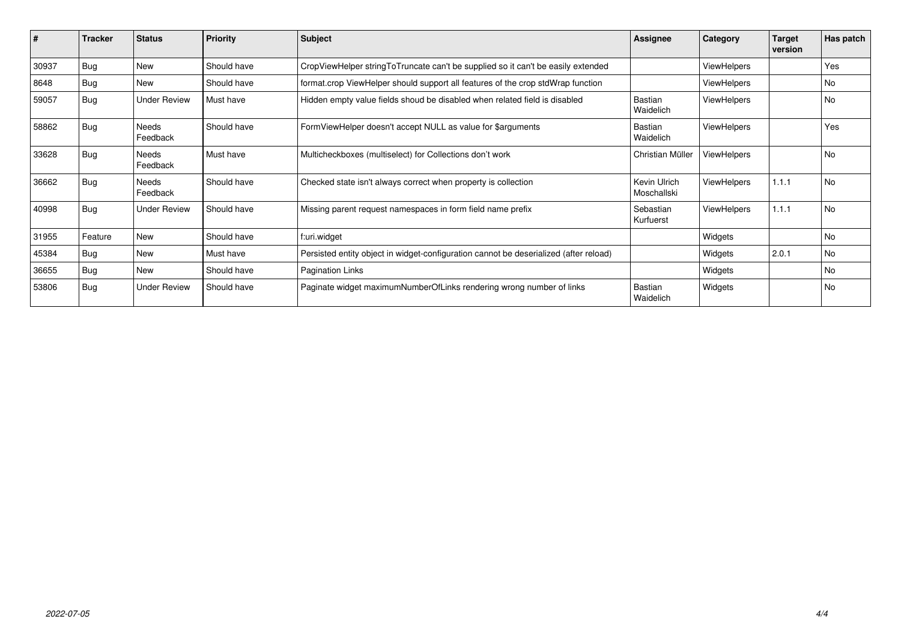| # | Tracker | Status | Priority | Subject | Assignee | Category | Target version | Has patch |
| --- | --- | --- | --- | --- | --- | --- | --- | --- |
| 30937 | Bug | New | Should have | CropViewHelper stringToTruncate can't be supplied so it can't be easily extended | | ViewHelpers | | Yes |
| 8648 | Bug | New | Should have | format.crop ViewHelper should support all features of the crop stdWrap function | | ViewHelpers | | No |
| 59057 | Bug | Under Review | Must have | Hidden empty value fields shoud be disabled when related field is disabled | Bastian Waidelich | ViewHelpers | | No |
| 58862 | Bug | Needs Feedback | Should have | FormViewHelper doesn't accept NULL as value for $arguments | Bastian Waidelich | ViewHelpers | | Yes |
| 33628 | Bug | Needs Feedback | Must have | Multicheckboxes (multiselect) for Collections don't work | Christian Müller | ViewHelpers | | No |
| 36662 | Bug | Needs Feedback | Should have | Checked state isn't always correct when property is collection | Kevin Ulrich Moschallski | ViewHelpers | 1.1.1 | No |
| 40998 | Bug | Under Review | Should have | Missing parent request namespaces in form field name prefix | Sebastian Kurfuerst | ViewHelpers | 1.1.1 | No |
| 31955 | Feature | New | Should have | f:uri.widget | | Widgets | | No |
| 45384 | Bug | New | Must have | Persisted entity object in widget-configuration cannot be deserialized (after reload) | | Widgets | 2.0.1 | No |
| 36655 | Bug | New | Should have | Pagination Links | | Widgets | | No |
| 53806 | Bug | Under Review | Should have | Paginate widget maximumNumberOfLinks rendering wrong number of links | Bastian Waidelich | Widgets | | No |

*2022-07-05*